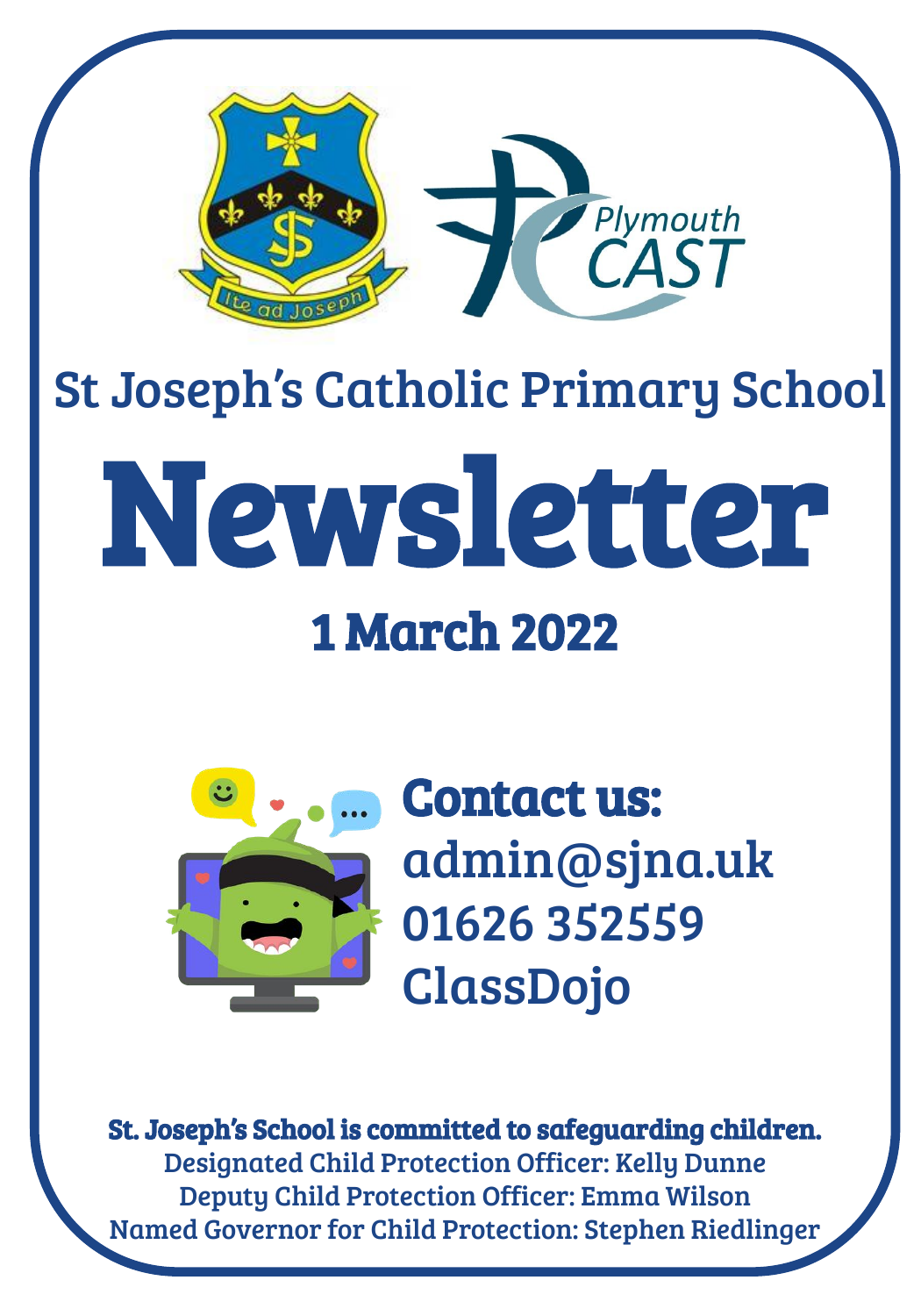St Joseph's Catholic Primary School

# Newsletter

## 1 March 2022

**Contact us:**

admin@sjna.uk

01626 352559

ClassDojo

**St. Joseph's School is committed to safeguarding children.**

Designated Child Protection Officer: Kelly Dunne

Deputy Child Protection Officer: Emma Wilson

Named Governor for Child Protection: Stephen Riedlinger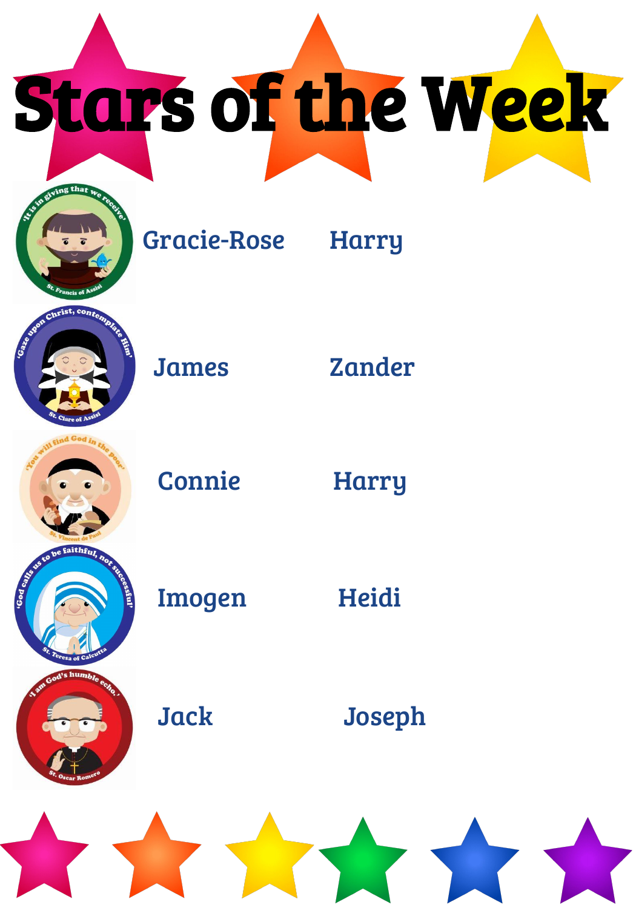# Stars of the Week

| Saint | | |
|---|---|---|
| St. Francis of Assisi – 'It is in giving that we receive' | Gracie-Rose | Harry |
| St. Clare of Assisi – 'Gaze upon Christ, contemplate Him' | James | Zander |
| St. Vincent de Paul – 'You will find God in the poor' | Connie | Harry |
| St. Teresa of Calcutta – 'God calls us to be faithful, not successful' | Imogen | Heidi |
| St. Oscar Romero – 'I am God's humble echo' | Jack | Joseph |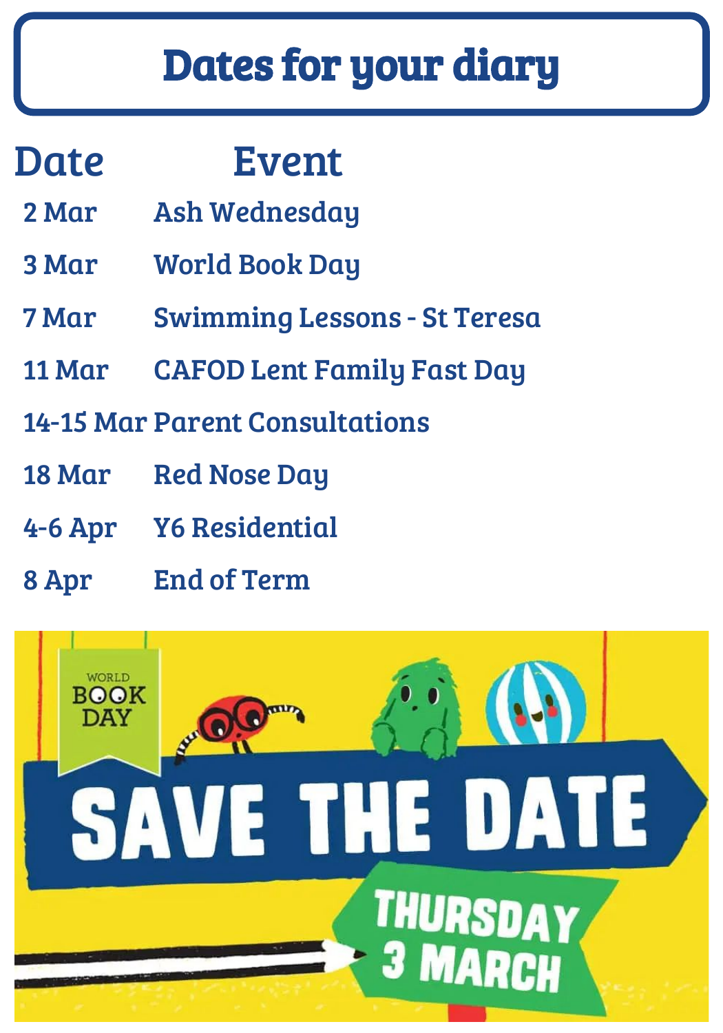# Dates for your diary

| Date | Event |
| --- | --- |
| 2 Mar | Ash Wednesday |
| 3 Mar | World Book Day |
| 7 Mar | Swimming Lessons - St Teresa |
| 11 Mar | CAFOD Lent Family Fast Day |
| 14-15 Mar | Parent Consultations |
| 18 Mar | Red Nose Day |
| 4-6 Apr | Y6 Residential |
| 8 Apr | End of Term |

WORLD BOOK DAY

SAVE THE DATE

THURSDAY 3 MARCH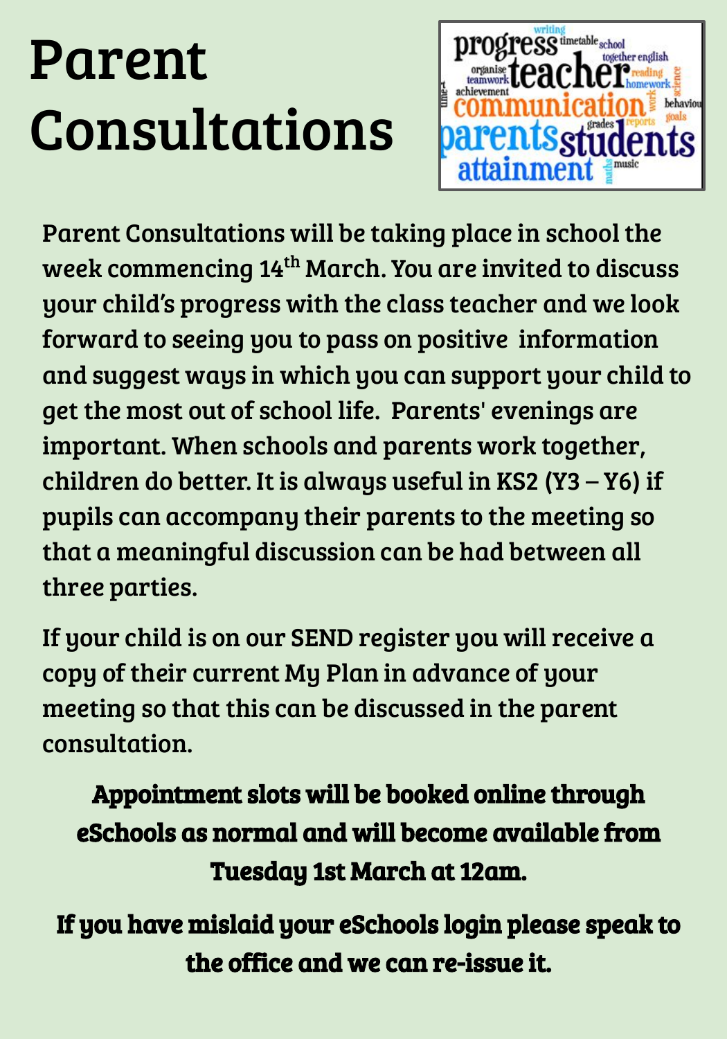# Parent Consultations

Parent Consultations will be taking place in school the week commencing 14th March. You are invited to discuss your child's progress with the class teacher and we look forward to seeing you to pass on positive information and suggest ways in which you can support your child to get the most out of school life. Parents' evenings are important. When schools and parents work together, children do better. It is always useful in KS2 (Y3 – Y6) if pupils can accompany their parents to the meeting so that a meaningful discussion can be had between all three parties.

If your child is on our SEND register you will receive a copy of their current My Plan in advance of your meeting so that this can be discussed in the parent consultation.

**Appointment slots will be booked online through eSchools as normal and will become available from Tuesday 1st March at 12am.**

**If you have mislaid your eSchools login please speak to the office and we can re-issue it.**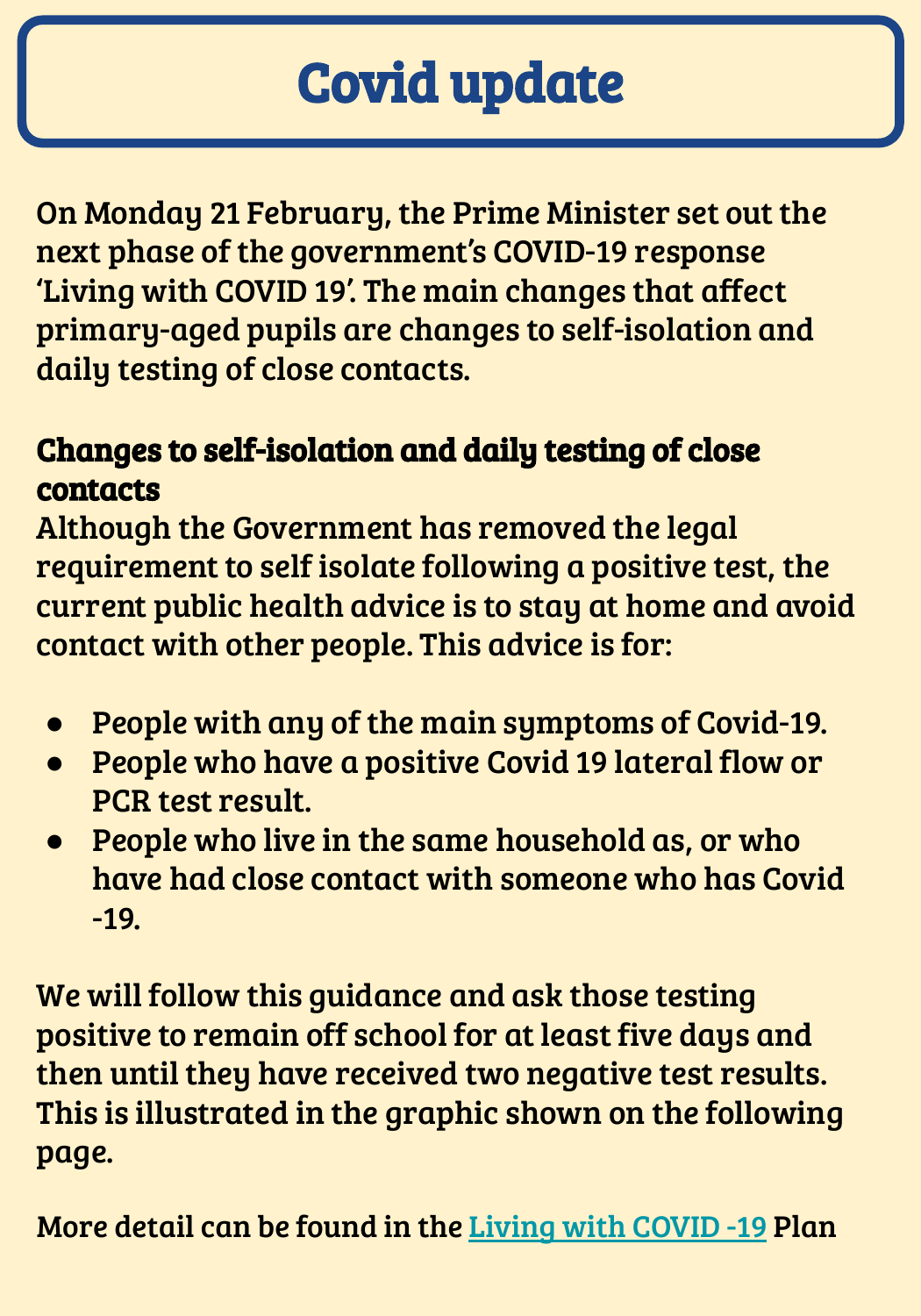# Covid update

On Monday 21 February, the Prime Minister set out the next phase of the government's COVID-19 response 'Living with COVID 19'. The main changes that affect primary-aged pupils are changes to self-isolation and daily testing of close contacts.

## Changes to self-isolation and daily testing of close contacts

Although the Government has removed the legal requirement to self isolate following a positive test, the current public health advice is to stay at home and avoid contact with other people. This advice is for:

- People with any of the main symptoms of Covid-19.
- People who have a positive Covid 19 lateral flow or PCR test result.
- People who live in the same household as, or who have had close contact with someone who has Covid -19.

We will follow this guidance and ask those testing positive to remain off school for at least five days and then until they have received two negative test results. This is illustrated in the graphic shown on the following page.

More detail can be found in the Living with COVID -19 Plan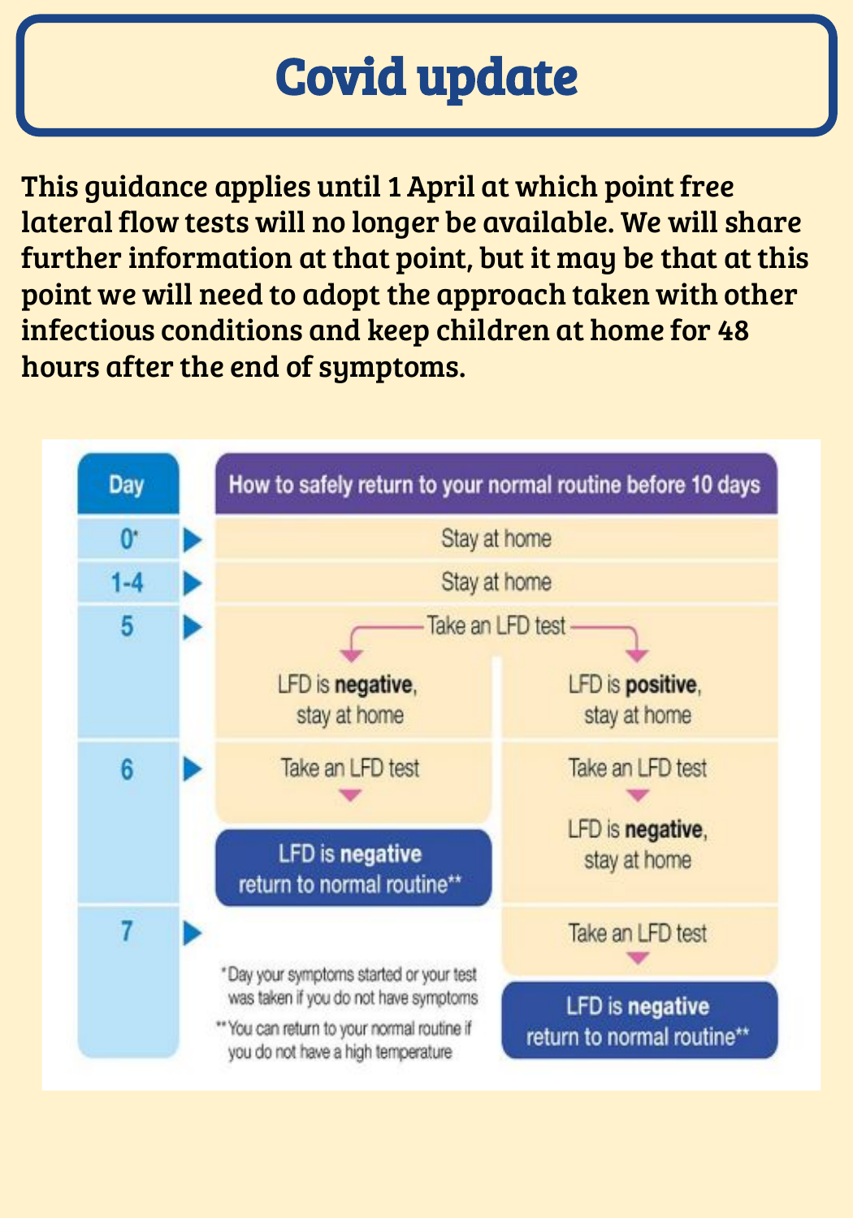# Covid update

**This guidance applies until 1 April at which point free lateral flow tests will no longer be available. We will share further information at that point, but it may be that at this point we will need to adopt the approach taken with other infectious conditions and keep children at home for 48 hours after the end of symptoms.**

| Day | How to safely return to your normal routine before 10 days | |
|---|---|---|
| 0* | Stay at home | |
| 1-4 | Stay at home | |
| 5 | Take an LFD test → LFD is **negative**, stay at home | Take an LFD test → LFD is **positive**, stay at home |
| 6 | Take an LFD test → **LFD is negative return to normal routine**\*\* | Take an LFD test → LFD is **negative**, stay at home |
| 7 | | Take an LFD test → **LFD is negative return to normal routine**\*\* |

\*Day your symptoms started or your test was taken if you do not have symptoms

\*\*You can return to your normal routine if you do not have a high temperature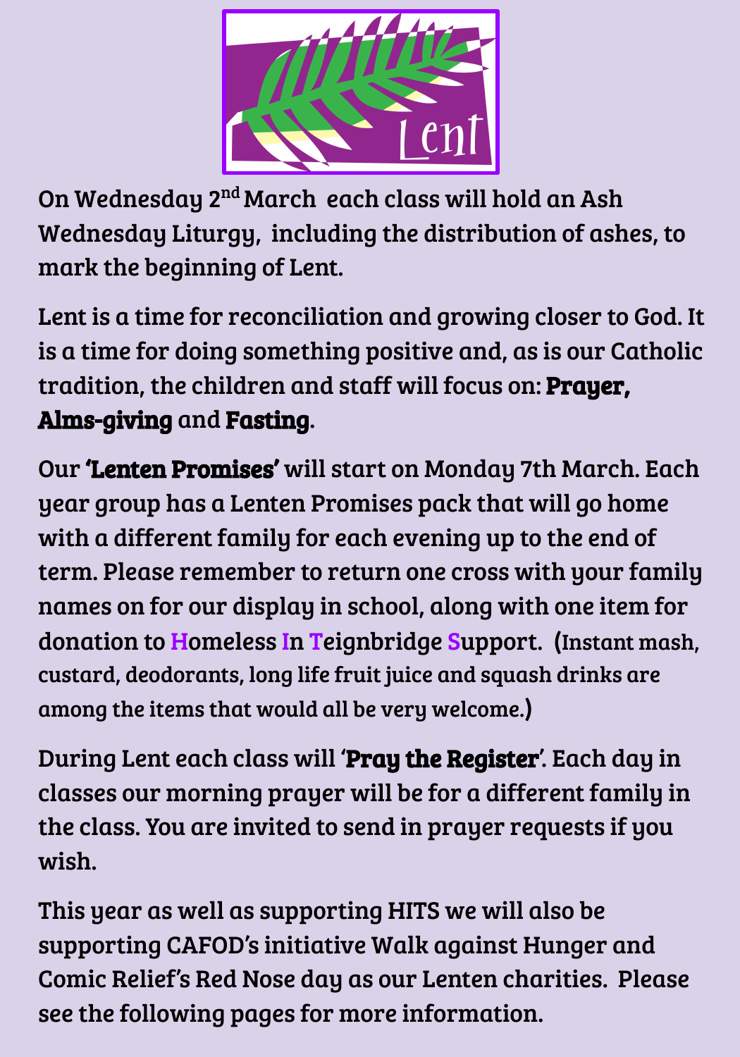# Lent

On Wednesday 2nd March each class will hold an Ash Wednesday Liturgy, including the distribution of ashes, to mark the beginning of Lent.

Lent is a time for reconciliation and growing closer to God. It is a time for doing something positive and, as is our Catholic tradition, the children and staff will focus on: **Prayer, Alms-giving** and **Fasting**.

Our **'Lenten Promises'** will start on Monday 7th March. Each year group has a Lenten Promises pack that will go home with a different family for each evening up to the end of term. Please remember to return one cross with your family names on for our display in school, along with one item for donation to Homeless In Teignbridge Support. (Instant mash, custard, deodorants, long life fruit juice and squash drinks are among the items that would all be very welcome.)

During Lent each class will '**Pray the Register**'. Each day in classes our morning prayer will be for a different family in the class. You are invited to send in prayer requests if you wish.

This year as well as supporting HITS we will also be supporting CAFOD's initiative Walk against Hunger and Comic Relief's Red Nose day as our Lenten charities. Please see the following pages for more information.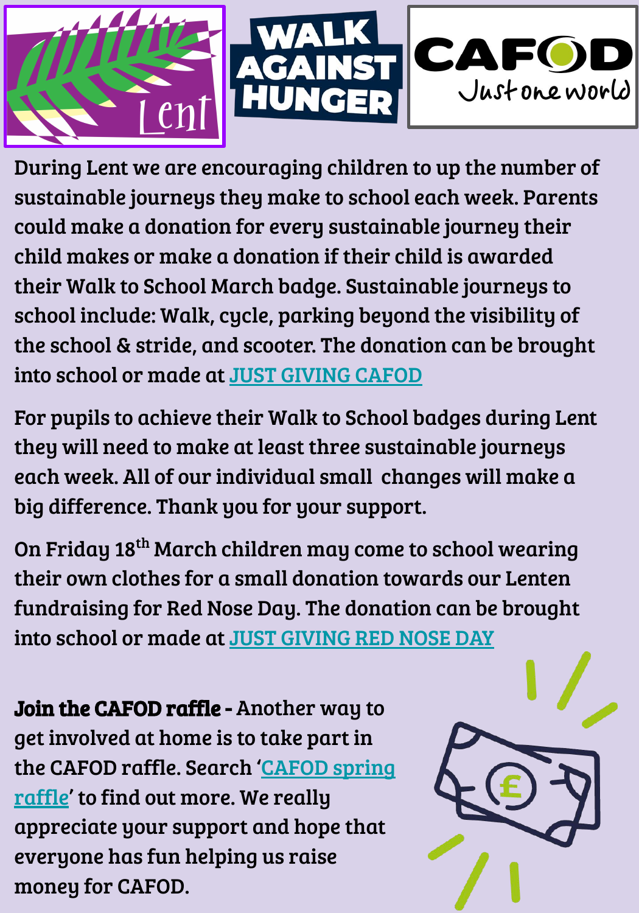Lent

WALK AGAINST HUNGER

CAFOD Just one world

During Lent we are encouraging children to up the number of sustainable journeys they make to school each week. Parents could make a donation for every sustainable journey their child makes or make a donation if their child is awarded their Walk to School March badge. Sustainable journeys to school include: Walk, cycle, parking beyond the visibility of the school & stride, and scooter. The donation can be brought into school or made at JUST GIVING CAFOD

For pupils to achieve their Walk to School badges during Lent they will need to make at least three sustainable journeys each week. All of our individual small changes will make a big difference. Thank you for your support.

On Friday 18th March children may come to school wearing their own clothes for a small donation towards our Lenten fundraising for Red Nose Day. The donation can be brought into school or made at JUST GIVING RED NOSE DAY

**Join the CAFOD raffle -** Another way to get involved at home is to take part in the CAFOD raffle. Search 'CAFOD spring raffle' to find out more. We really appreciate your support and hope that everyone has fun helping us raise money for CAFOD.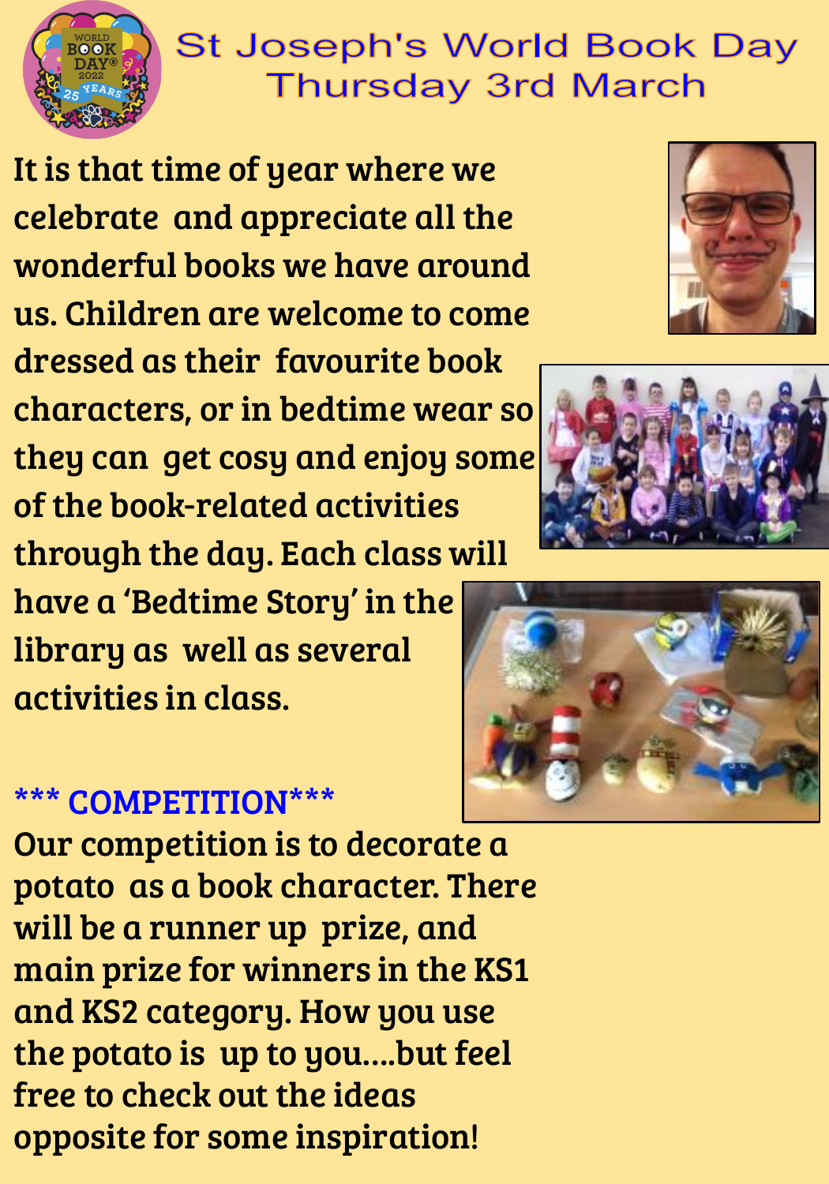# St Joseph's World Book Day
## Thursday 3rd March

It is that time of year where we celebrate and appreciate all the wonderful books we have around us. Children are welcome to come dressed as their favourite book characters, or in bedtime wear so they can get cosy and enjoy some of the book-related activities through the day. Each class will have a 'Bedtime Story' in the library as well as several activities in class.

### *** COMPETITION***

Our competition is to decorate a potato as a book character. There will be a runner up prize, and main prize for winners in the KS1 and KS2 category. How you use the potato is up to you....but feel free to check out the ideas opposite for some inspiration!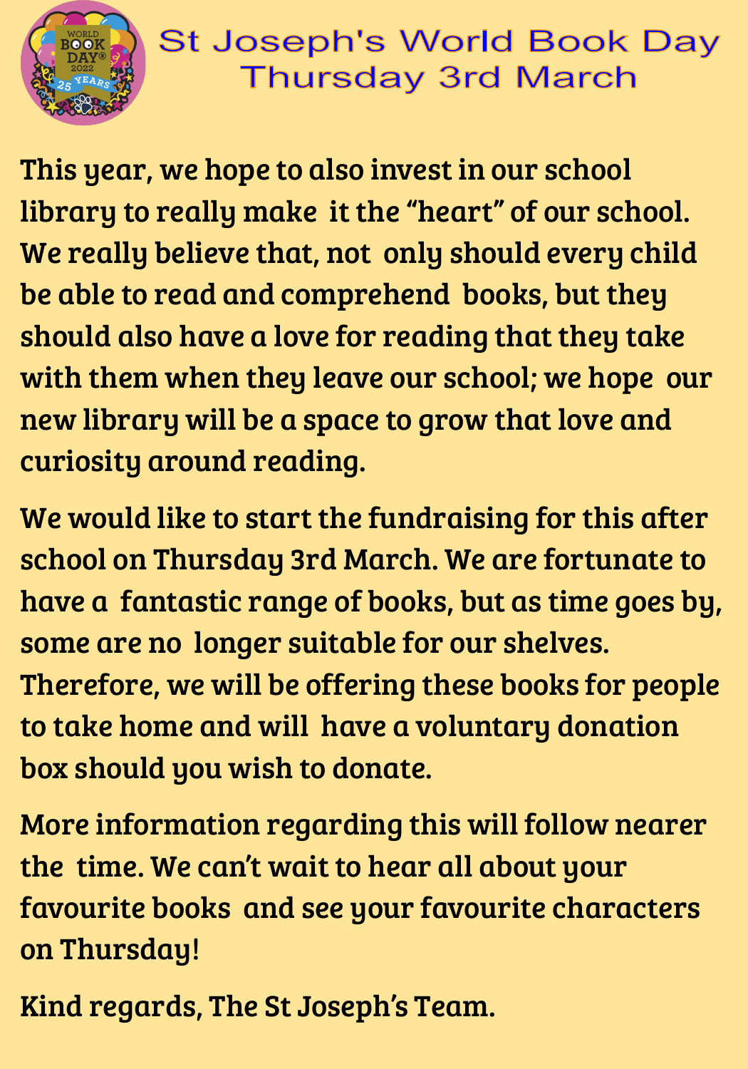# St Joseph's World Book Day
# Thursday 3rd March

This year, we hope to also invest in our school library to really make it the "heart" of our school. We really believe that, not only should every child be able to read and comprehend books, but they should also have a love for reading that they take with them when they leave our school; we hope our new library will be a space to grow that love and curiosity around reading.

We would like to start the fundraising for this after school on Thursday 3rd March. We are fortunate to have a fantastic range of books, but as time goes by, some are no longer suitable for our shelves. Therefore, we will be offering these books for people to take home and will have a voluntary donation box should you wish to donate.

More information regarding this will follow nearer the time. We can't wait to hear all about your favourite books and see your favourite characters on Thursday!

Kind regards, The St Joseph's Team.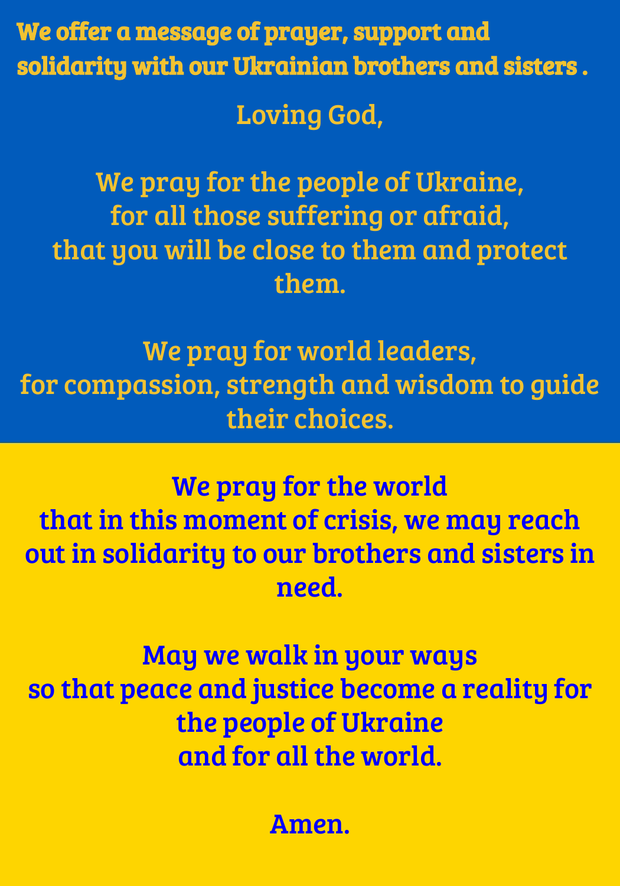**We offer a message of prayer, support and solidarity with our Ukrainian brothers and sisters .**

Loving God,

We pray for the people of Ukraine,
for all those suffering or afraid,
that you will be close to them and protect them.

We pray for world leaders,
for compassion, strength and wisdom to guide their choices.

We pray for the world
that in this moment of crisis, we may reach out in solidarity to our brothers and sisters in need.

May we walk in your ways
so that peace and justice become a reality for the people of Ukraine
and for all the world.

Amen.